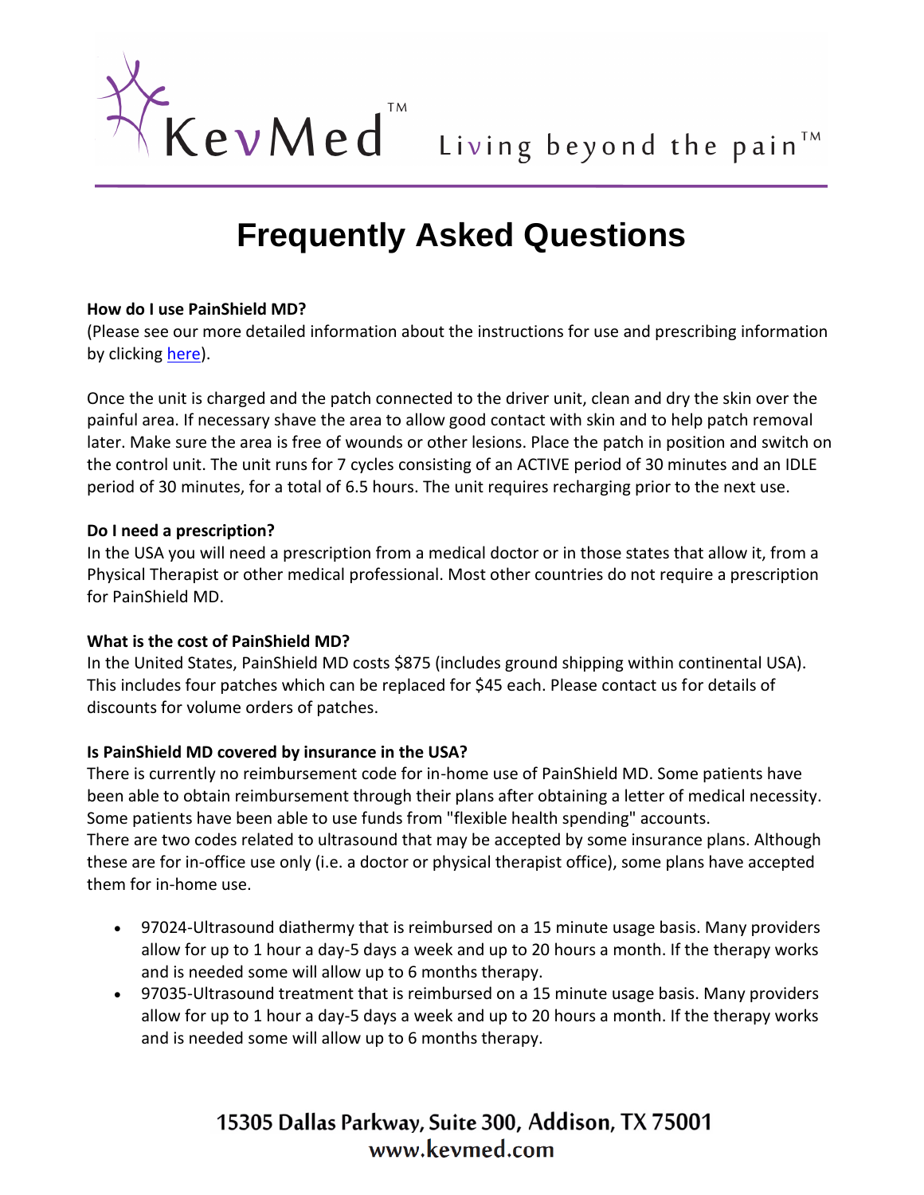KevMed™ Living beyond the pain™

# Frequently Asked Questions

**How do I use PainShield MD?**
(Please see our more detailed information about the instructions for use and prescribing information by clicking here).

Once the unit is charged and the patch connected to the driver unit, clean and dry the skin over the painful area. If necessary shave the area to allow good contact with skin and to help patch removal later. Make sure the area is free of wounds or other lesions. Place the patch in position and switch on the control unit. The unit runs for 7 cycles consisting of an ACTIVE period of 30 minutes and an IDLE period of 30 minutes, for a total of 6.5 hours. The unit requires recharging prior to the next use.

**Do I need a prescription?**
In the USA you will need a prescription from a medical doctor or in those states that allow it, from a Physical Therapist or other medical professional. Most other countries do not require a prescription for PainShield MD.

**What is the cost of PainShield MD?**
In the United States, PainShield MD costs $875 (includes ground shipping within continental USA). This includes four patches which can be replaced for $45 each. Please contact us for details of discounts for volume orders of patches.

**Is PainShield MD covered by insurance in the USA?**
There is currently no reimbursement code for in-home use of PainShield MD. Some patients have been able to obtain reimbursement through their plans after obtaining a letter of medical necessity. Some patients have been able to use funds from "flexible health spending" accounts.
There are two codes related to ultrasound that may be accepted by some insurance plans. Although these are for in-office use only (i.e. a doctor or physical therapist office), some plans have accepted them for in-home use.

- 97024-Ultrasound diathermy that is reimbursed on a 15 minute usage basis. Many providers allow for up to 1 hour a day-5 days a week and up to 20 hours a month. If the therapy works and is needed some will allow up to 6 months therapy.
- 97035-Ultrasound treatment that is reimbursed on a 15 minute usage basis. Many providers allow for up to 1 hour a day-5 days a week and up to 20 hours a month. If the therapy works and is needed some will allow up to 6 months therapy.

15305 Dallas Parkway, Suite 300, Addison, TX 75001
www.kevmed.com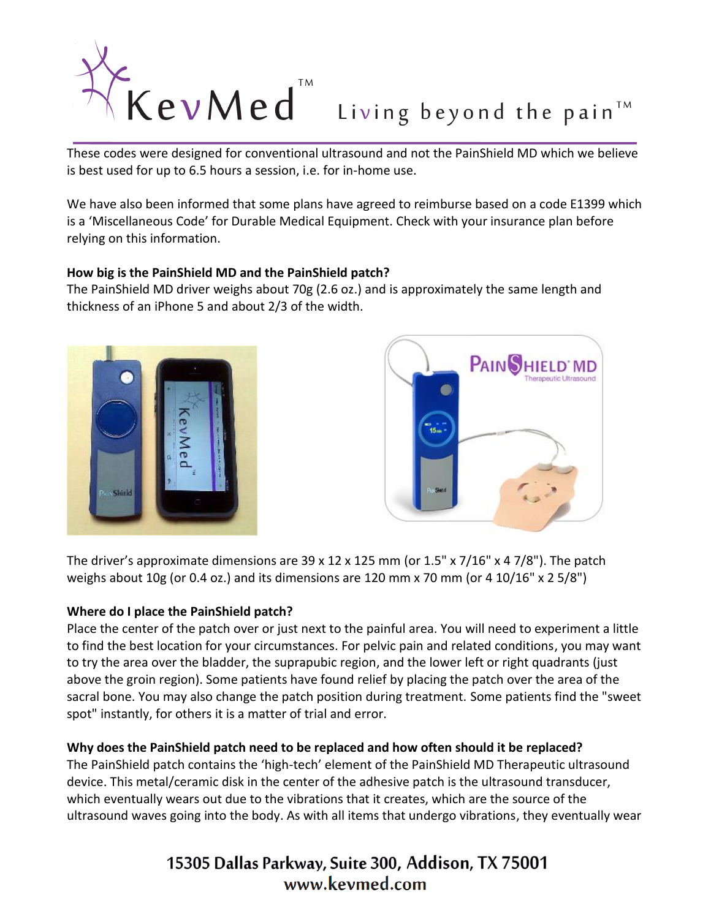These codes were designed for conventional ultrasound and not the PainShield MD which we believe is best used for up to 6.5 hours a session, i.e. for in-home use.

We have also been informed that some plans have agreed to reimburse based on a code E1399 which is a 'Miscellaneous Code' for Durable Medical Equipment. Check with your insurance plan before relying on this information.

**How big is the PainShield MD and the PainShield patch?**
The PainShield MD driver weighs about 70g (2.6 oz.) and is approximately the same length and thickness of an iPhone 5 and about 2/3 of the width.

The driver's approximate dimensions are 39 x 12 x 125 mm (or 1.5" x 7/16" x 4 7/8"). The patch weighs about 10g (or 0.4 oz.) and its dimensions are 120 mm x 70 mm (or 4 10/16" x 2 5/8")

**Where do I place the PainShield patch?**
Place the center of the patch over or just next to the painful area. You will need to experiment a little to find the best location for your circumstances. For pelvic pain and related conditions, you may want to try the area over the bladder, the suprapubic region, and the lower left or right quadrants (just above the groin region). Some patients have found relief by placing the patch over the area of the sacral bone. You may also change the patch position during treatment. Some patients find the "sweet spot" instantly, for others it is a matter of trial and error.

**Why does the PainShield patch need to be replaced and how often should it be replaced?**
The PainShield patch contains the 'high-tech' element of the PainShield MD Therapeutic ultrasound device. This metal/ceramic disk in the center of the adhesive patch is the ultrasound transducer, which eventually wears out due to the vibrations that it creates, which are the source of the ultrasound waves going into the body. As with all items that undergo vibrations, they eventually wear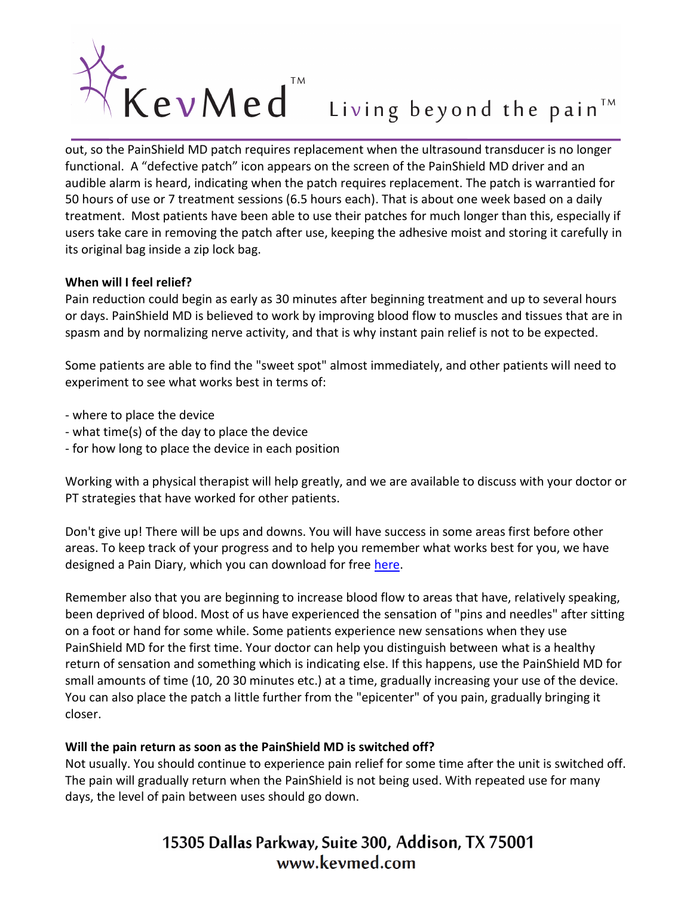out, so the PainShield MD patch requires replacement when the ultrasound transducer is no longer functional. A "defective patch" icon appears on the screen of the PainShield MD driver and an audible alarm is heard, indicating when the patch requires replacement. The patch is warrantied for 50 hours of use or 7 treatment sessions (6.5 hours each). That is about one week based on a daily treatment. Most patients have been able to use their patches for much longer than this, especially if users take care in removing the patch after use, keeping the adhesive moist and storing it carefully in its original bag inside a zip lock bag.

**When will I feel relief?**

Pain reduction could begin as early as 30 minutes after beginning treatment and up to several hours or days. PainShield MD is believed to work by improving blood flow to muscles and tissues that are in spasm and by normalizing nerve activity, and that is why instant pain relief is not to be expected.

Some patients are able to find the "sweet spot" almost immediately, and other patients will need to experiment to see what works best in terms of:

- where to place the device
- what time(s) of the day to place the device
- for how long to place the device in each position

Working with a physical therapist will help greatly, and we are available to discuss with your doctor or PT strategies that have worked for other patients.

Don't give up! There will be ups and downs. You will have success in some areas first before other areas. To keep track of your progress and to help you remember what works best for you, we have designed a Pain Diary, which you can download for free here.

Remember also that you are beginning to increase blood flow to areas that have, relatively speaking, been deprived of blood. Most of us have experienced the sensation of "pins and needles" after sitting on a foot or hand for some while. Some patients experience new sensations when they use PainShield MD for the first time. Your doctor can help you distinguish between what is a healthy return of sensation and something which is indicating else. If this happens, use the PainShield MD for small amounts of time (10, 20 30 minutes etc.) at a time, gradually increasing your use of the device. You can also place the patch a little further from the "epicenter" of you pain, gradually bringing it closer.

**Will the pain return as soon as the PainShield MD is switched off?**

Not usually. You should continue to experience pain relief for some time after the unit is switched off. The pain will gradually return when the PainShield is not being used. With repeated use for many days, the level of pain between uses should go down.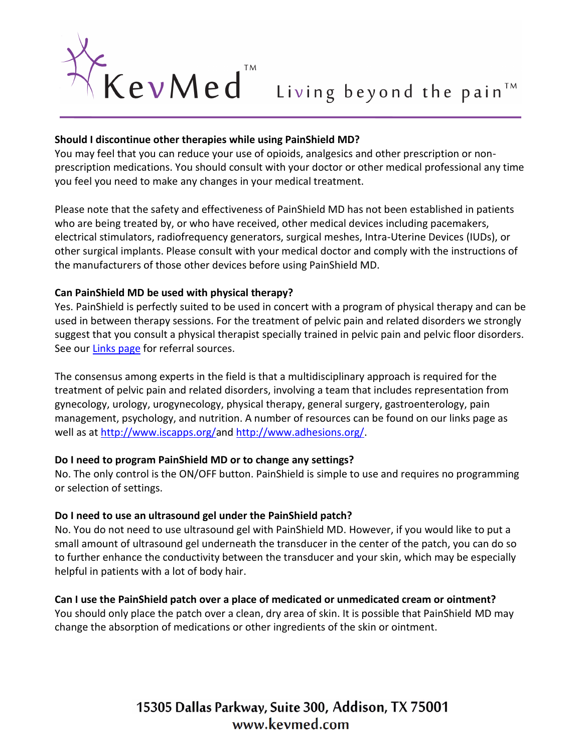**Should I discontinue other therapies while using PainShield MD?**

You may feel that you can reduce your use of opioids, analgesics and other prescription or non-prescription medications. You should consult with your doctor or other medical professional any time you feel you need to make any changes in your medical treatment.

Please note that the safety and effectiveness of PainShield MD has not been established in patients who are being treated by, or who have received, other medical devices including pacemakers, electrical stimulators, radiofrequency generators, surgical meshes, Intra-Uterine Devices (IUDs), or other surgical implants. Please consult with your medical doctor and comply with the instructions of the manufacturers of those other devices before using PainShield MD.

**Can PainShield MD be used with physical therapy?**

Yes. PainShield is perfectly suited to be used in concert with a program of physical therapy and can be used in between therapy sessions. For the treatment of pelvic pain and related disorders we strongly suggest that you consult a physical therapist specially trained in pelvic pain and pelvic floor disorders. See our Links page for referral sources.

The consensus among experts in the field is that a multidisciplinary approach is required for the treatment of pelvic pain and related disorders, involving a team that includes representation from gynecology, urology, urogynecology, physical therapy, general surgery, gastroenterology, pain management, psychology, and nutrition. A number of resources can be found on our links page as well as at http://www.iscapps.org/and http://www.adhesions.org/.

**Do I need to program PainShield MD or to change any settings?**

No. The only control is the ON/OFF button. PainShield is simple to use and requires no programming or selection of settings.

**Do I need to use an ultrasound gel under the PainShield patch?**

No. You do not need to use ultrasound gel with PainShield MD. However, if you would like to put a small amount of ultrasound gel underneath the transducer in the center of the patch, you can do so to further enhance the conductivity between the transducer and your skin, which may be especially helpful in patients with a lot of body hair.

**Can I use the PainShield patch over a place of medicated or unmedicated cream or ointment?**

You should only place the patch over a clean, dry area of skin. It is possible that PainShield MD may change the absorption of medications or other ingredients of the skin or ointment.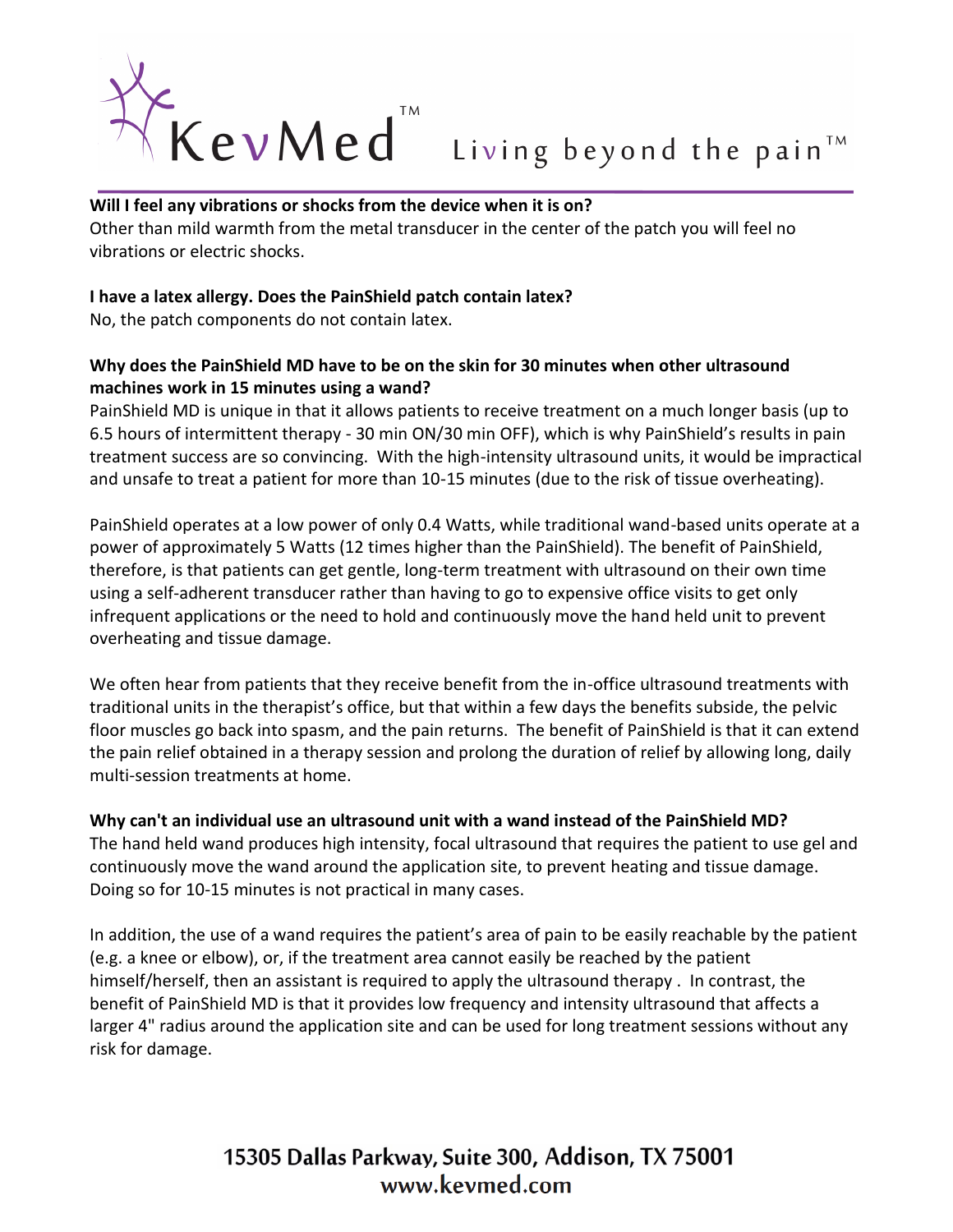**Will I feel any vibrations or shocks from the device when it is on?**

Other than mild warmth from the metal transducer in the center of the patch you will feel no vibrations or electric shocks.

**I have a latex allergy. Does the PainShield patch contain latex?**

No, the patch components do not contain latex.

**Why does the PainShield MD have to be on the skin for 30 minutes when other ultrasound machines work in 15 minutes using a wand?**

PainShield MD is unique in that it allows patients to receive treatment on a much longer basis (up to 6.5 hours of intermittent therapy - 30 min ON/30 min OFF), which is why PainShield's results in pain treatment success are so convincing. With the high-intensity ultrasound units, it would be impractical and unsafe to treat a patient for more than 10-15 minutes (due to the risk of tissue overheating).

PainShield operates at a low power of only 0.4 Watts, while traditional wand-based units operate at a power of approximately 5 Watts (12 times higher than the PainShield). The benefit of PainShield, therefore, is that patients can get gentle, long-term treatment with ultrasound on their own time using a self-adherent transducer rather than having to go to expensive office visits to get only infrequent applications or the need to hold and continuously move the hand held unit to prevent overheating and tissue damage.

We often hear from patients that they receive benefit from the in-office ultrasound treatments with traditional units in the therapist's office, but that within a few days the benefits subside, the pelvic floor muscles go back into spasm, and the pain returns. The benefit of PainShield is that it can extend the pain relief obtained in a therapy session and prolong the duration of relief by allowing long, daily multi-session treatments at home.

**Why can't an individual use an ultrasound unit with a wand instead of the PainShield MD?**

The hand held wand produces high intensity, focal ultrasound that requires the patient to use gel and continuously move the wand around the application site, to prevent heating and tissue damage. Doing so for 10-15 minutes is not practical in many cases.

In addition, the use of a wand requires the patient's area of pain to be easily reachable by the patient (e.g. a knee or elbow), or, if the treatment area cannot easily be reached by the patient himself/herself, then an assistant is required to apply the ultrasound therapy . In contrast, the benefit of PainShield MD is that it provides low frequency and intensity ultrasound that affects a larger 4" radius around the application site and can be used for long treatment sessions without any risk for damage.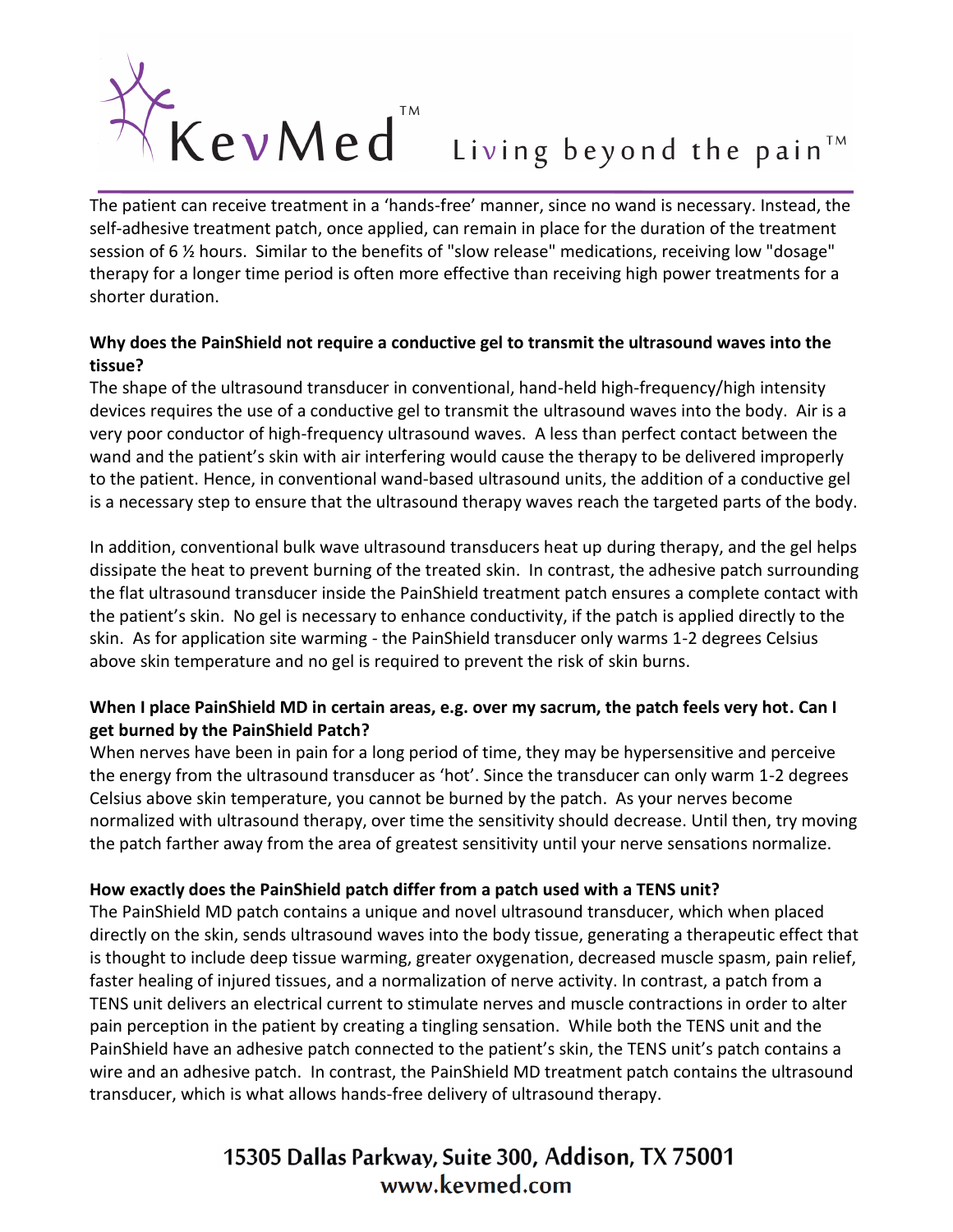The patient can receive treatment in a 'hands-free' manner, since no wand is necessary. Instead, the self-adhesive treatment patch, once applied, can remain in place for the duration of the treatment session of 6 ½ hours. Similar to the benefits of "slow release" medications, receiving low "dosage" therapy for a longer time period is often more effective than receiving high power treatments for a shorter duration.

**Why does the PainShield not require a conductive gel to transmit the ultrasound waves into the tissue?**

The shape of the ultrasound transducer in conventional, hand-held high-frequency/high intensity devices requires the use of a conductive gel to transmit the ultrasound waves into the body. Air is a very poor conductor of high-frequency ultrasound waves. A less than perfect contact between the wand and the patient's skin with air interfering would cause the therapy to be delivered improperly to the patient. Hence, in conventional wand-based ultrasound units, the addition of a conductive gel is a necessary step to ensure that the ultrasound therapy waves reach the targeted parts of the body.

In addition, conventional bulk wave ultrasound transducers heat up during therapy, and the gel helps dissipate the heat to prevent burning of the treated skin. In contrast, the adhesive patch surrounding the flat ultrasound transducer inside the PainShield treatment patch ensures a complete contact with the patient's skin. No gel is necessary to enhance conductivity, if the patch is applied directly to the skin. As for application site warming - the PainShield transducer only warms 1-2 degrees Celsius above skin temperature and no gel is required to prevent the risk of skin burns.

**When I place PainShield MD in certain areas, e.g. over my sacrum, the patch feels very hot. Can I get burned by the PainShield Patch?**

When nerves have been in pain for a long period of time, they may be hypersensitive and perceive the energy from the ultrasound transducer as 'hot'. Since the transducer can only warm 1-2 degrees Celsius above skin temperature, you cannot be burned by the patch. As your nerves become normalized with ultrasound therapy, over time the sensitivity should decrease. Until then, try moving the patch farther away from the area of greatest sensitivity until your nerve sensations normalize.

**How exactly does the PainShield patch differ from a patch used with a TENS unit?**

The PainShield MD patch contains a unique and novel ultrasound transducer, which when placed directly on the skin, sends ultrasound waves into the body tissue, generating a therapeutic effect that is thought to include deep tissue warming, greater oxygenation, decreased muscle spasm, pain relief, faster healing of injured tissues, and a normalization of nerve activity. In contrast, a patch from a TENS unit delivers an electrical current to stimulate nerves and muscle contractions in order to alter pain perception in the patient by creating a tingling sensation. While both the TENS unit and the PainShield have an adhesive patch connected to the patient's skin, the TENS unit's patch contains a wire and an adhesive patch. In contrast, the PainShield MD treatment patch contains the ultrasound transducer, which is what allows hands-free delivery of ultrasound therapy.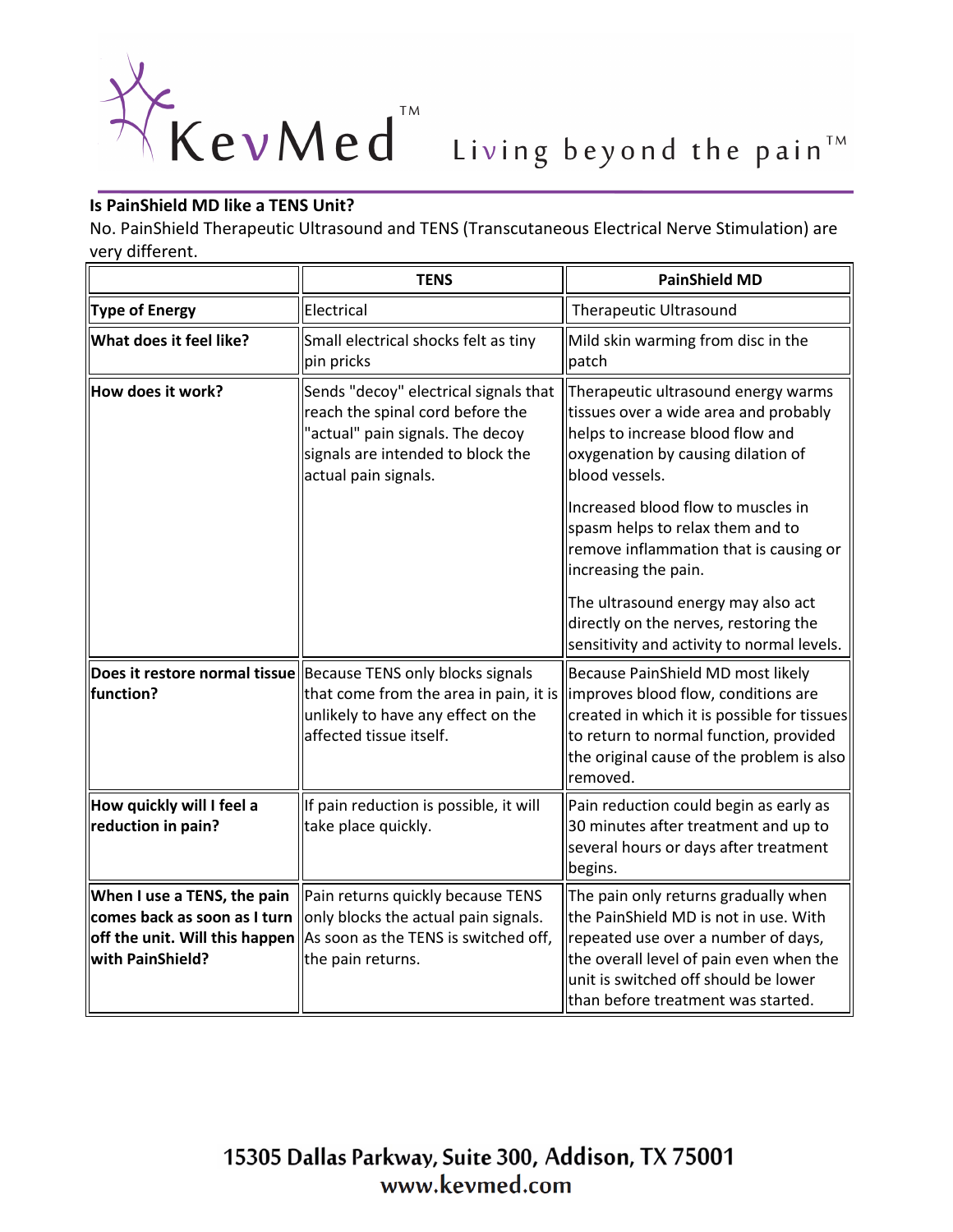**Is PainShield MD like a TENS Unit?**

No. PainShield Therapeutic Ultrasound and TENS (Transcutaneous Electrical Nerve Stimulation) are very different.

| | TENS | PainShield MD |
|---|---|---|
| **Type of Energy** | Electrical | Therapeutic Ultrasound |
| **What does it feel like?** | Small electrical shocks felt as tiny pin pricks | Mild skin warming from disc in the patch |
| **How does it work?** | Sends "decoy" electrical signals that reach the spinal cord before the "actual" pain signals. The decoy signals are intended to block the actual pain signals. | Therapeutic ultrasound energy warms tissues over a wide area and probably helps to increase blood flow and oxygenation by causing dilation of blood vessels.<br><br>Increased blood flow to muscles in spasm helps to relax them and to remove inflammation that is causing or increasing the pain.<br><br>The ultrasound energy may also act directly on the nerves, restoring the sensitivity and activity to normal levels. |
| **Does it restore normal tissue function?** | Because TENS only blocks signals that come from the area in pain, it is unlikely to have any effect on the affected tissue itself. | Because PainShield MD most likely improves blood flow, conditions are created in which it is possible for tissues to return to normal function, provided the original cause of the problem is also removed. |
| **How quickly will I feel a reduction in pain?** | If pain reduction is possible, it will take place quickly. | Pain reduction could begin as early as 30 minutes after treatment and up to several hours or days after treatment begins. |
| **When I use a TENS, the pain comes back as soon as I turn off the unit. Will this happen with PainShield?** | Pain returns quickly because TENS only blocks the actual pain signals. As soon as the TENS is switched off, the pain returns. | The pain only returns gradually when the PainShield MD is not in use. With repeated use over a number of days, the overall level of pain even when the unit is switched off should be lower than before treatment was started. |